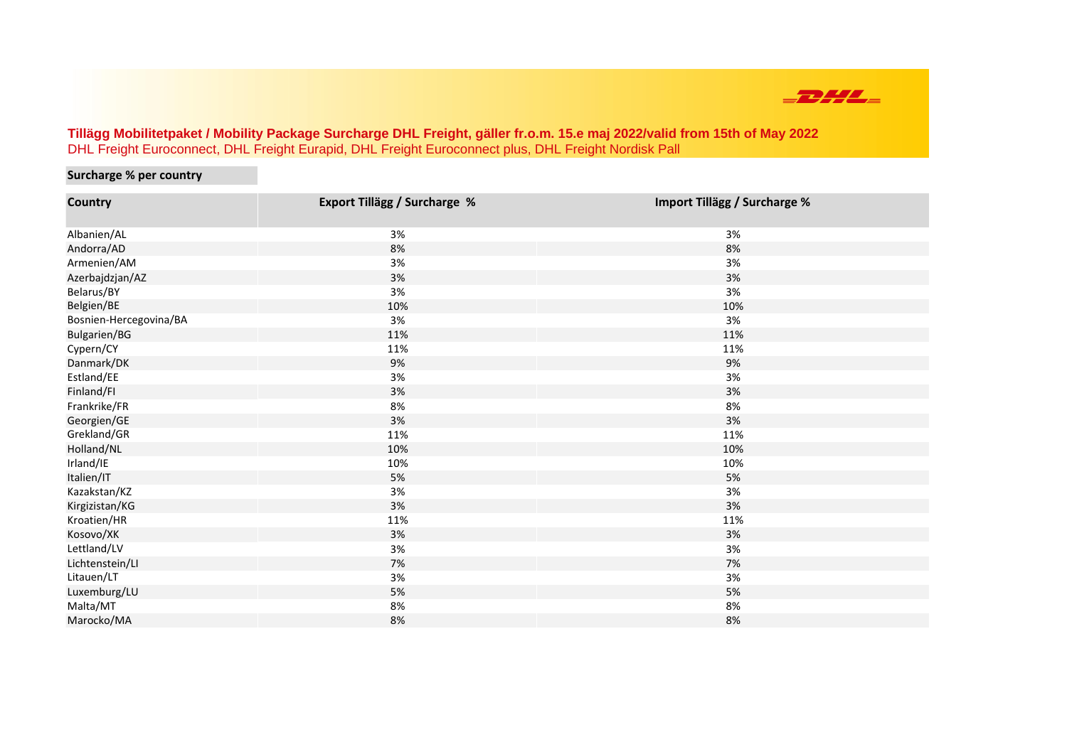**Tillägg Mobilitetpaket / Mobility Package Surcharge DHL Freight, gäller fr.o.m. 15.e maj 2022/valid from 15th of May 2022**

DHL Freight Euroconnect, DHL Freight Eurapid, DHL Freight Euroconnect plus, DHL Freight Nordisk Pall

**Surcharge % per country**

| Country | Export Tillägg / Surcharge % | Import Tillägg / Surcharge % |
|---|---|---|
| Albanien/AL | 3% | 3% |
| Andorra/AD | 8% | 8% |
| Armenien/AM | 3% | 3% |
| Azerbajdzjan/AZ | 3% | 3% |
| Belarus/BY | 3% | 3% |
| Belgien/BE | 10% | 10% |
| Bosnien-Hercegovina/BA | 3% | 3% |
| Bulgarien/BG | 11% | 11% |
| Cypern/CY | 11% | 11% |
| Danmark/DK | 9% | 9% |
| Estland/EE | 3% | 3% |
| Finland/FI | 3% | 3% |
| Frankrike/FR | 8% | 8% |
| Georgien/GE | 3% | 3% |
| Grekland/GR | 11% | 11% |
| Holland/NL | 10% | 10% |
| Irland/IE | 10% | 10% |
| Italien/IT | 5% | 5% |
| Kazakstan/KZ | 3% | 3% |
| Kirgizistan/KG | 3% | 3% |
| Kroatien/HR | 11% | 11% |
| Kosovo/XK | 3% | 3% |
| Lettland/LV | 3% | 3% |
| Lichtenstein/LI | 7% | 7% |
| Litauen/LT | 3% | 3% |
| Luxemburg/LU | 5% | 5% |
| Malta/MT | 8% | 8% |
| Marocko/MA | 8% | 8% |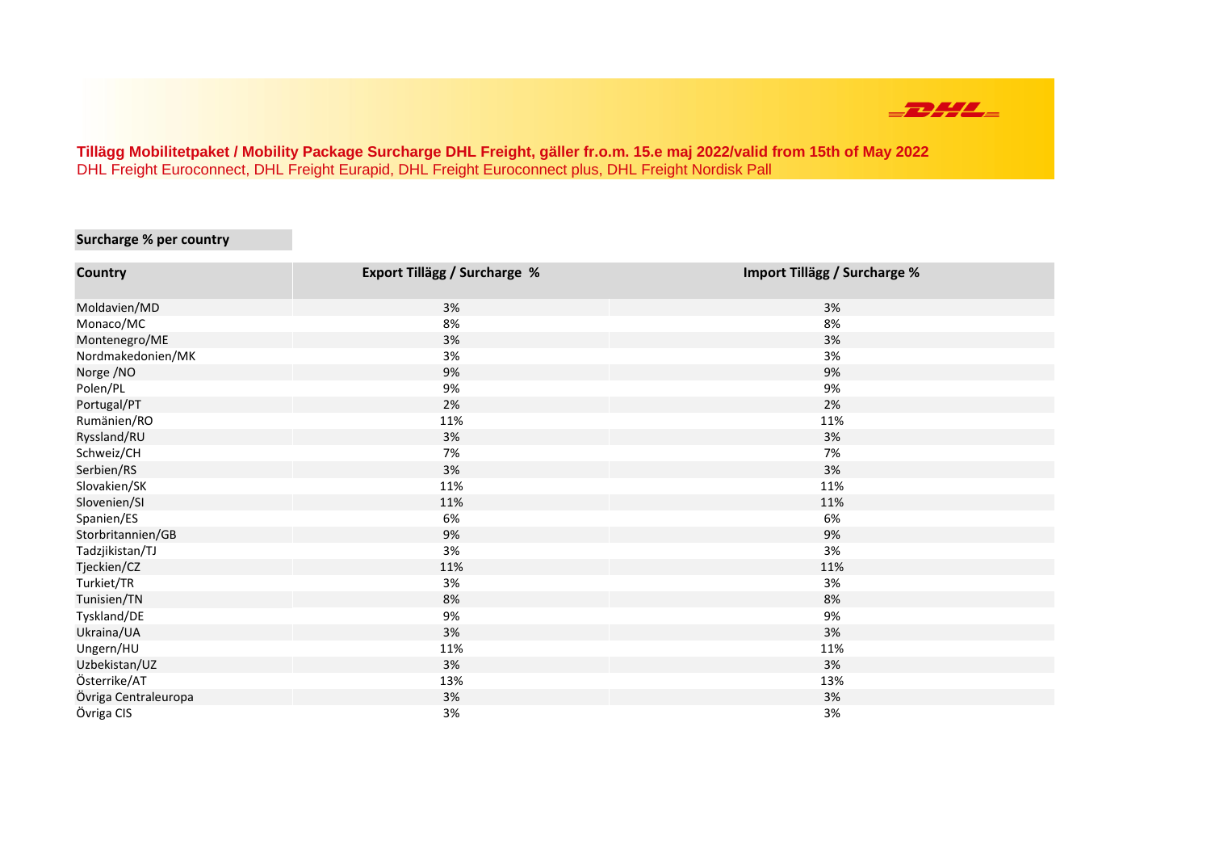**Tillägg Mobilitetpaket / Mobility Package Surcharge DHL Freight, gäller fr.o.m. 15.e maj 2022/valid from 15th of May 2022**
DHL Freight Euroconnect, DHL Freight Eurapid, DHL Freight Euroconnect plus, DHL Freight Nordisk Pall

**Surcharge % per country**

| Country | Export Tillägg / Surcharge % | Import Tillägg / Surcharge % |
|---|---|---|
| Moldavien/MD | 3% | 3% |
| Monaco/MC | 8% | 8% |
| Montenegro/ME | 3% | 3% |
| Nordmakedonien/MK | 3% | 3% |
| Norge /NO | 9% | 9% |
| Polen/PL | 9% | 9% |
| Portugal/PT | 2% | 2% |
| Rumänien/RO | 11% | 11% |
| Ryssland/RU | 3% | 3% |
| Schweiz/CH | 7% | 7% |
| Serbien/RS | 3% | 3% |
| Slovakien/SK | 11% | 11% |
| Slovenien/SI | 11% | 11% |
| Spanien/ES | 6% | 6% |
| Storbritannien/GB | 9% | 9% |
| Tadzjikistan/TJ | 3% | 3% |
| Tjeckien/CZ | 11% | 11% |
| Turkiet/TR | 3% | 3% |
| Tunisien/TN | 8% | 8% |
| Tyskland/DE | 9% | 9% |
| Ukraina/UA | 3% | 3% |
| Ungern/HU | 11% | 11% |
| Uzbekistan/UZ | 3% | 3% |
| Österrike/AT | 13% | 13% |
| Övriga Centraleuropa | 3% | 3% |
| Övriga CIS | 3% | 3% |